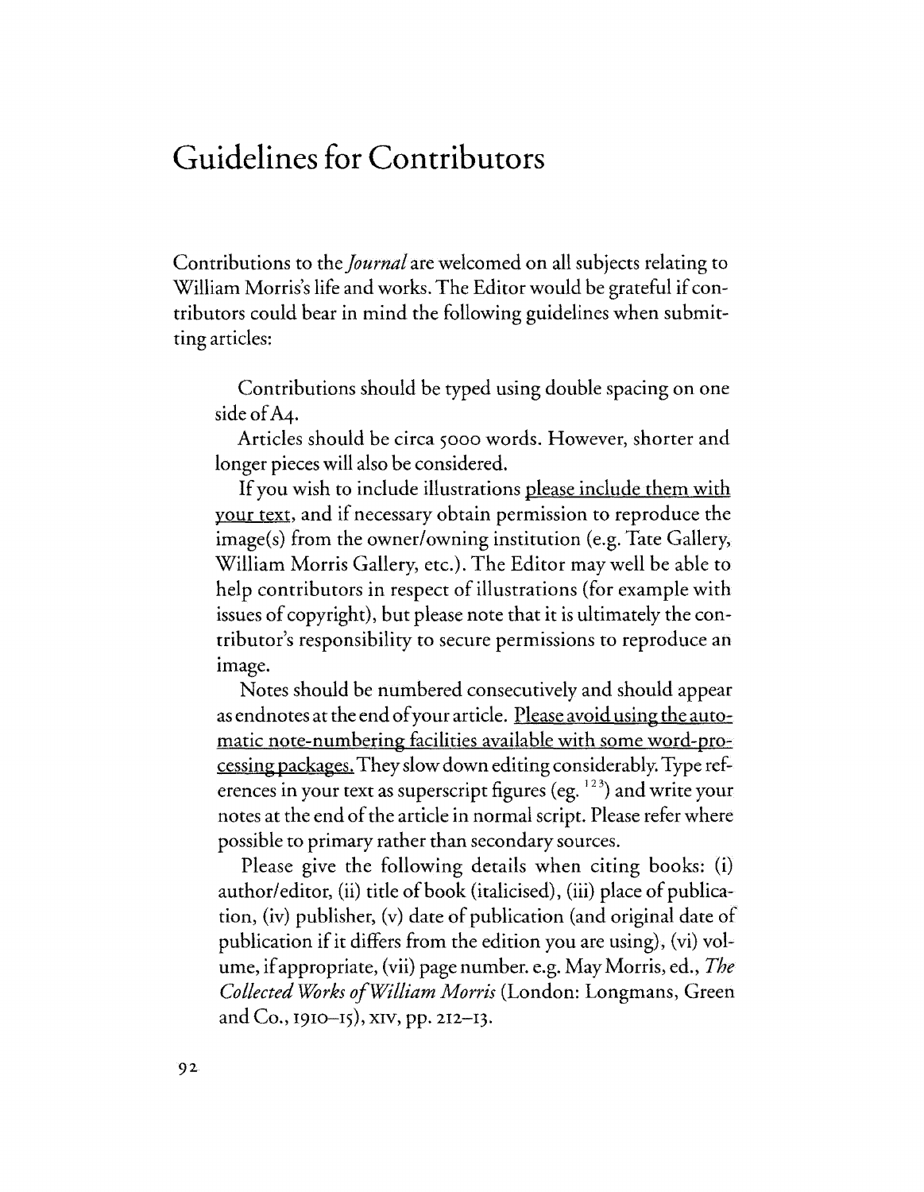# Guidelines for Contributors

Contributions to the *Journal* are welcomed on all subjects relating to William Morris's life and works. The Editor would be grateful if contributors could bear in mind the following guidelines when submitting articles:

Contributions should be typed using double spacing on one side of A4.

Articles should be circa 5000 words. However, shorter and longer pieces will also be considered.

If you wish to include illustrations <u>please include them with your text</u>, and if necessary obtain permission to reproduce the image(s) from the owner/owning institution (e.g. Tate Gallery, William Morris Gallery, etc.). The Editor may well be able to help contributors in respect of illustrations (for example with issues of copyright), but please note that it is ultimately the contributor's responsibility to secure permissions to reproduce an image.

Notes should be numbered consecutively and should appear as endnotes at the end of your article. <u>Please avoid using the automatic note-numbering facilities available with some word-processing packages.</u> They slow down editing considerably. Type references in your text as superscript figures (eg. [123]) and write your notes at the end of the article in normal script. Please refer where possible to primary rather than secondary sources.

Please give the following details when citing books: (i) author/editor, (ii) title of book (italicised), (iii) place of publication, (iv) publisher, (v) date of publication (and original date of publication if it differs from the edition you are using), (vi) volume, if appropriate, (vii) page number. e.g. May Morris, ed., *The Collected Works of William Morris* (London: Longmans, Green and Co., 1910–15), XIV, pp. 212–13.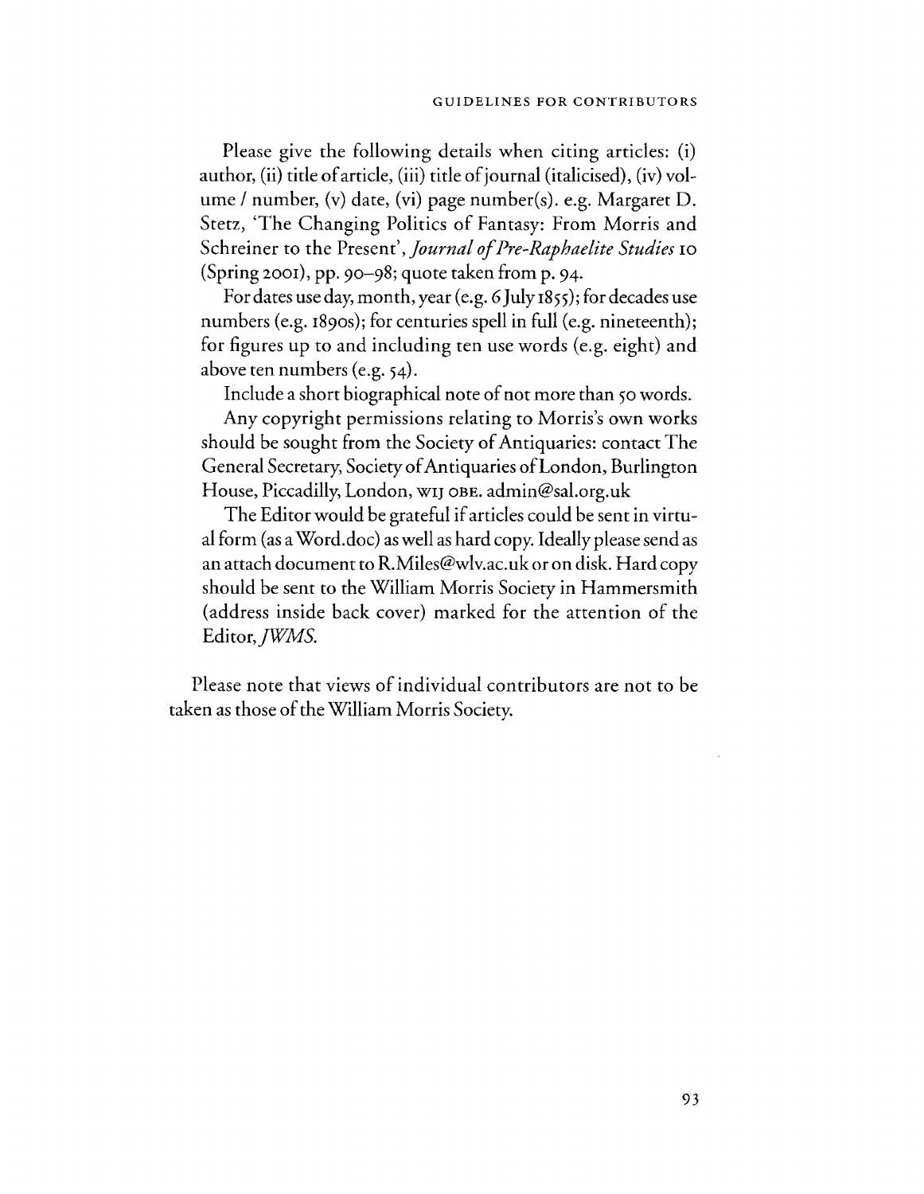Please give the following details when citing articles: (i) author, (ii) title of article, (iii) title of journal (italicised), (iv) volume / number, (v) date, (vi) page number(s). e.g. Margaret D. Stetz, 'The Changing Politics of Fantasy: From Morris and Schreiner to the Present', *Journal of Pre-Raphaelite Studies* 10 (Spring 2001), pp. 90–98; quote taken from p. 94.

For dates use day, month, year (e.g. 6 July 1855); for decades use numbers (e.g. 1890s); for centuries spell in full (e.g. nineteenth); for figures up to and including ten use words (e.g. eight) and above ten numbers (e.g. 54).

Include a short biographical note of not more than 50 words.

Any copyright permissions relating to Morris's own works should be sought from the Society of Antiquaries: contact The General Secretary, Society of Antiquaries of London, Burlington House, Piccadilly, London, W1J OBE. admin@sal.org.uk

The Editor would be grateful if articles could be sent in virtual form (as a Word.doc) as well as hard copy. Ideally please send as an attach document to R.Miles@wlv.ac.uk or on disk. Hard copy should be sent to the William Morris Society in Hammersmith (address inside back cover) marked for the attention of the Editor, *JWMS.*

Please note that views of individual contributors are not to be taken as those of the William Morris Society.